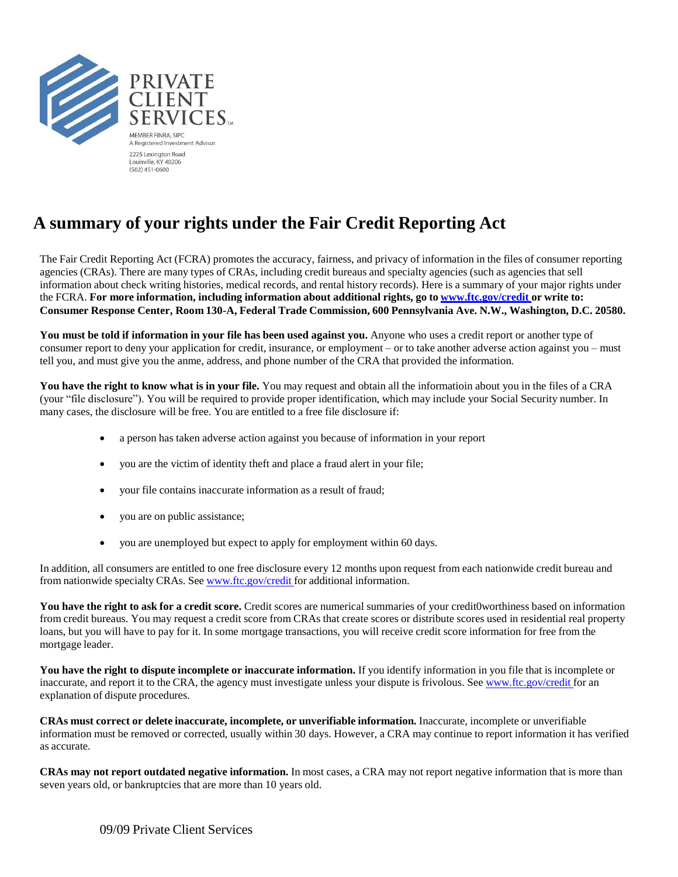PRIVATE CLIENT SERVICES™

MEMBER FINRA, SIPC
A Registered Investment Advisor

2225 Lexington Road
Louisville, KY 40206
(502) 451-0600

# A summary of your rights under the Fair Credit Reporting Act

The Fair Credit Reporting Act (FCRA) promotes the accuracy, fairness, and privacy of information in the files of consumer reporting agencies (CRAs). There are many types of CRAs, including credit bureaus and specialty agencies (such as agencies that sell information about check writing histories, medical records, and rental history records). Here is a summary of your major rights under the FCRA. **For more information, including information about additional rights, go to www.ftc.gov/credit or write to: Consumer Response Center, Room 130-A, Federal Trade Commission, 600 Pennsylvania Ave. N.W., Washington, D.C. 20580.**

**You must be told if information in your file has been used against you.** Anyone who uses a credit report or another type of consumer report to deny your application for credit, insurance, or employment – or to take another adverse action against you – must tell you, and must give you the anme, address, and phone number of the CRA that provided the information.

**You have the right to know what is in your file.** You may request and obtain all the informatioin about you in the files of a CRA (your "file disclosure"). You will be required to provide proper identification, which may include your Social Security number. In many cases, the disclosure will be free. You are entitled to a free file disclosure if:

- a person has taken adverse action against you because of information in your report
- you are the victim of identity theft and place a fraud alert in your file;
- your file contains inaccurate information as a result of fraud;
- you are on public assistance;
- you are unemployed but expect to apply for employment within 60 days.

In addition, all consumers are entitled to one free disclosure every 12 months upon request from each nationwide credit bureau and from nationwide specialty CRAs. See www.ftc.gov/credit for additional information.

**You have the right to ask for a credit score.** Credit scores are numerical summaries of your credit0worthiness based on information from credit bureaus. You may request a credit score from CRAs that create scores or distribute scores used in residential real property loans, but you will have to pay for it. In some mortgage transactions, you will receive credit score information for free from the mortgage leader.

**You have the right to dispute incomplete or inaccurate information.** If you identify information in you file that is incomplete or inaccurate, and report it to the CRA, the agency must investigate unless your dispute is frivolous. See www.ftc.gov/credit for an explanation of dispute procedures.

**CRAs must correct or delete inaccurate, incomplete, or unverifiable information.** Inaccurate, incomplete or unverifiable information must be removed or corrected, usually within 30 days. However, a CRA may continue to report information it has verified as accurate.

**CRAs may not report outdated negative information.** In most cases, a CRA may not report negative information that is more than seven years old, or bankruptcies that are more than 10 years old.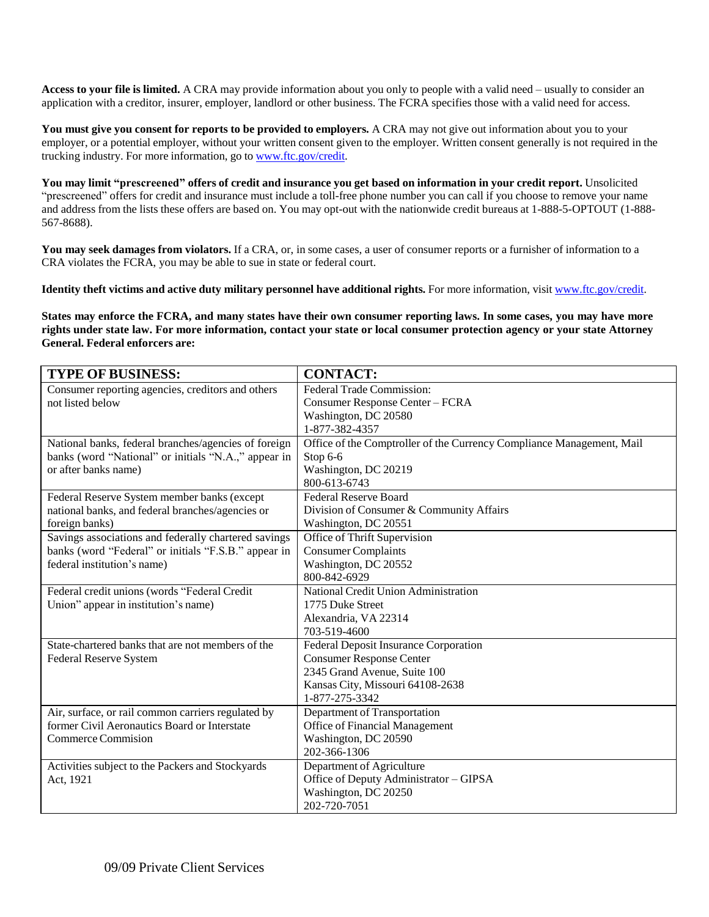**Access to your file is limited.** A CRA may provide information about you only to people with a valid need – usually to consider an application with a creditor, insurer, employer, landlord or other business. The FCRA specifies those with a valid need for access.

**You must give you consent for reports to be provided to employers.** A CRA may not give out information about you to your employer, or a potential employer, without your written consent given to the employer. Written consent generally is not required in the trucking industry. For more information, go to www.ftc.gov/credit.

**You may limit "prescreened" offers of credit and insurance you get based on information in your credit report.** Unsolicited "prescreened" offers for credit and insurance must include a toll-free phone number you can call if you choose to remove your name and address from the lists these offers are based on. You may opt-out with the nationwide credit bureaus at 1-888-5-OPTOUT (1-888-567-8688).

**You may seek damages from violators.** If a CRA, or, in some cases, a user of consumer reports or a furnisher of information to a CRA violates the FCRA, you may be able to sue in state or federal court.

**Identity theft victims and active duty military personnel have additional rights.** For more information, visit www.ftc.gov/credit.

**States may enforce the FCRA, and many states have their own consumer reporting laws. In some cases, you may have more rights under state law. For more information, contact your state or local consumer protection agency or your state Attorney General. Federal enforcers are:**

| TYPE OF BUSINESS: | CONTACT: |
|---|---|
| Consumer reporting agencies, creditors and others not listed below | Federal Trade Commission:<br>Consumer Response Center – FCRA<br>Washington, DC 20580<br>1-877-382-4357 |
| National banks, federal branches/agencies of foreign banks (word "National" or initials "N.A.," appear in or after banks name) | Office of the Comptroller of the Currency Compliance Management, Mail Stop 6-6<br>Washington, DC 20219<br>800-613-6743 |
| Federal Reserve System member banks (except national banks, and federal branches/agencies or foreign banks) | Federal Reserve Board<br>Division of Consumer & Community Affairs<br>Washington, DC 20551 |
| Savings associations and federally chartered savings banks (word "Federal" or initials "F.S.B." appear in federal institution's name) | Office of Thrift Supervision<br>Consumer Complaints<br>Washington, DC 20552<br>800-842-6929 |
| Federal credit unions (words "Federal Credit Union" appear in institution's name) | National Credit Union Administration<br>1775 Duke Street<br>Alexandria, VA 22314<br>703-519-4600 |
| State-chartered banks that are not members of the Federal Reserve System | Federal Deposit Insurance Corporation<br>Consumer Response Center<br>2345 Grand Avenue, Suite 100<br>Kansas City, Missouri 64108-2638<br>1-877-275-3342 |
| Air, surface, or rail common carriers regulated by former Civil Aeronautics Board or Interstate Commerce Commision | Department of Transportation<br>Office of Financial Management<br>Washington, DC 20590<br>202-366-1306 |
| Activities subject to the Packers and Stockyards Act, 1921 | Department of Agriculture<br>Office of Deputy Administrator – GIPSA<br>Washington, DC 20250<br>202-720-7051 |

09/09 Private Client Services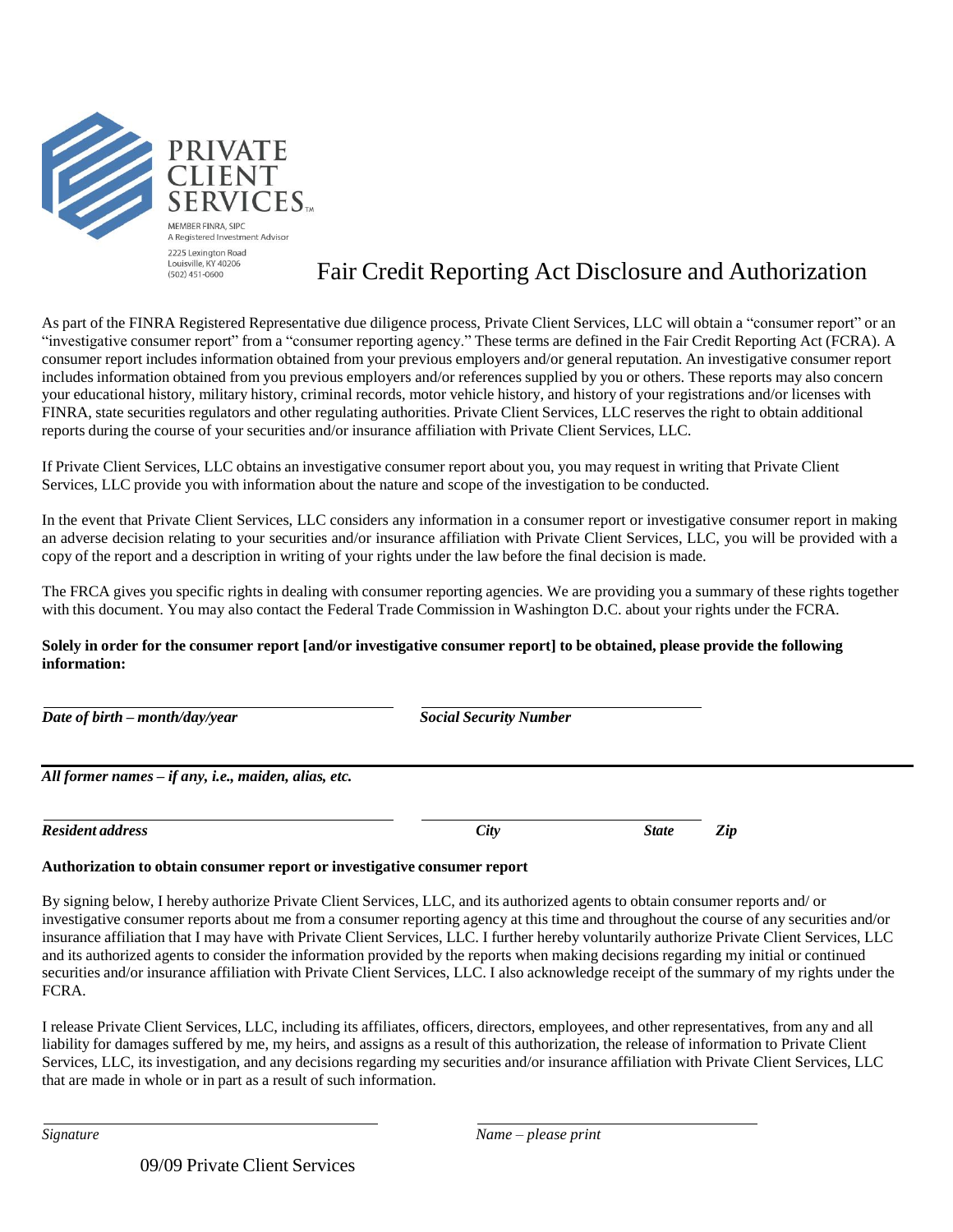PRIVATE CLIENT SERVICES™

MEMBER FINRA, SIPC
A Registered Investment Advisor
2225 Lexington Road
Louisville, KY 40206
(502) 451-0600

# Fair Credit Reporting Act Disclosure and Authorization

As part of the FINRA Registered Representative due diligence process, Private Client Services, LLC will obtain a "consumer report" or an "investigative consumer report" from a "consumer reporting agency." These terms are defined in the Fair Credit Reporting Act (FCRA). A consumer report includes information obtained from your previous employers and/or general reputation. An investigative consumer report includes information obtained from you previous employers and/or references supplied by you or others. These reports may also concern your educational history, military history, criminal records, motor vehicle history, and history of your registrations and/or licenses with FINRA, state securities regulators and other regulating authorities. Private Client Services, LLC reserves the right to obtain additional reports during the course of your securities and/or insurance affiliation with Private Client Services, LLC.

If Private Client Services, LLC obtains an investigative consumer report about you, you may request in writing that Private Client Services, LLC provide you with information about the nature and scope of the investigation to be conducted.

In the event that Private Client Services, LLC considers any information in a consumer report or investigative consumer report in making an adverse decision relating to your securities and/or insurance affiliation with Private Client Services, LLC, you will be provided with a copy of the report and a description in writing of your rights under the law before the final decision is made.

The FRCA gives you specific rights in dealing with consumer reporting agencies. We are providing you a summary of these rights together with this document. You may also contact the Federal Trade Commission in Washington D.C. about your rights under the FCRA.

**Solely in order for the consumer report [and/or investigative consumer report] to be obtained, please provide the following information:**

***Date of birth – month/day/year*** ***Social Security Number***

***All former names – if any, i.e., maiden, alias, etc.***

***Resident address*** ***City*** ***State*** ***Zip***

**Authorization to obtain consumer report or investigative consumer report**

By signing below, I hereby authorize Private Client Services, LLC, and its authorized agents to obtain consumer reports and/ or investigative consumer reports about me from a consumer reporting agency at this time and throughout the course of any securities and/or insurance affiliation that I may have with Private Client Services, LLC. I further hereby voluntarily authorize Private Client Services, LLC and its authorized agents to consider the information provided by the reports when making decisions regarding my initial or continued securities and/or insurance affiliation with Private Client Services, LLC. I also acknowledge receipt of the summary of my rights under the FCRA.

I release Private Client Services, LLC, including its affiliates, officers, directors, employees, and other representatives, from any and all liability for damages suffered by me, my heirs, and assigns as a result of this authorization, the release of information to Private Client Services, LLC, its investigation, and any decisions regarding my securities and/or insurance affiliation with Private Client Services, LLC that are made in whole or in part as a result of such information.

*Signature* *Name – please print*

09/09 Private Client Services